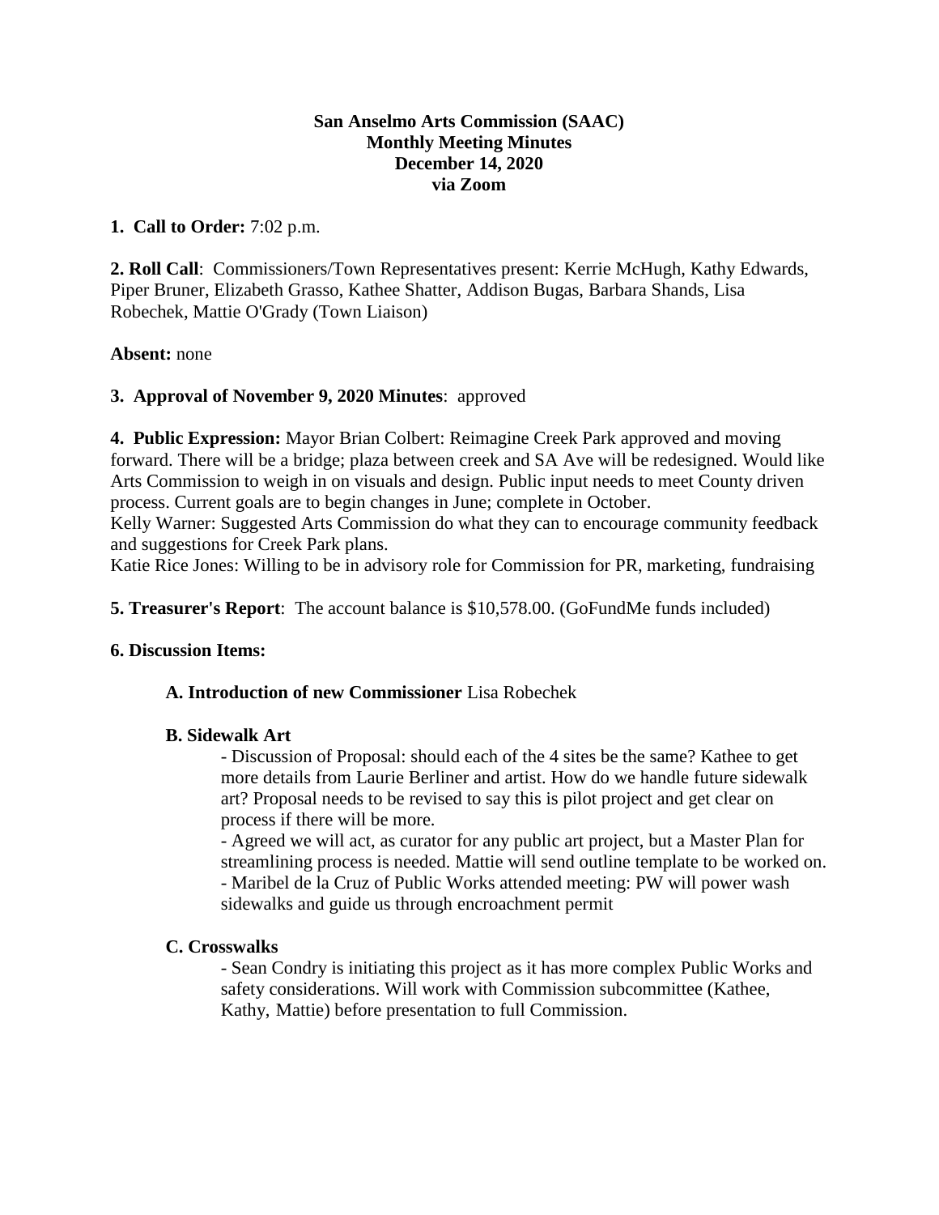**San Anselmo Arts Commission (SAAC)**
**Monthly Meeting Minutes**
**December 14, 2020**
**via Zoom**

**1. Call to Order:** 7:02 p.m.

**2. Roll Call**: Commissioners/Town Representatives present: Kerrie McHugh, Kathy Edwards, Piper Bruner, Elizabeth Grasso, Kathee Shatter, Addison Bugas, Barbara Shands, Lisa Robechek, Mattie O'Grady (Town Liaison)

**Absent:** none

**3. Approval of November 9, 2020 Minutes**: approved

**4. Public Expression:** Mayor Brian Colbert: Reimagine Creek Park approved and moving forward. There will be a bridge; plaza between creek and SA Ave will be redesigned. Would like Arts Commission to weigh in on visuals and design. Public input needs to meet County driven process. Current goals are to begin changes in June; complete in October.

Kelly Warner: Suggested Arts Commission do what they can to encourage community feedback and suggestions for Creek Park plans.

Katie Rice Jones: Willing to be in advisory role for Commission for PR, marketing, fundraising

**5. Treasurer's Report**: The account balance is $10,578.00. (GoFundMe funds included)

**6. Discussion Items:**

**A. Introduction of new Commissioner** Lisa Robechek

**B. Sidewalk Art**

- Discussion of Proposal: should each of the 4 sites be the same? Kathee to get more details from Laurie Berliner and artist. How do we handle future sidewalk art? Proposal needs to be revised to say this is pilot project and get clear on process if there will be more.
- Agreed we will act, as curator for any public art project, but a Master Plan for streamlining process is needed. Mattie will send outline template to be worked on.
- Maribel de la Cruz of Public Works attended meeting: PW will power wash sidewalks and guide us through encroachment permit

**C. Crosswalks**

- Sean Condry is initiating this project as it has more complex Public Works and safety considerations. Will work with Commission subcommittee (Kathee, Kathy, Mattie) before presentation to full Commission.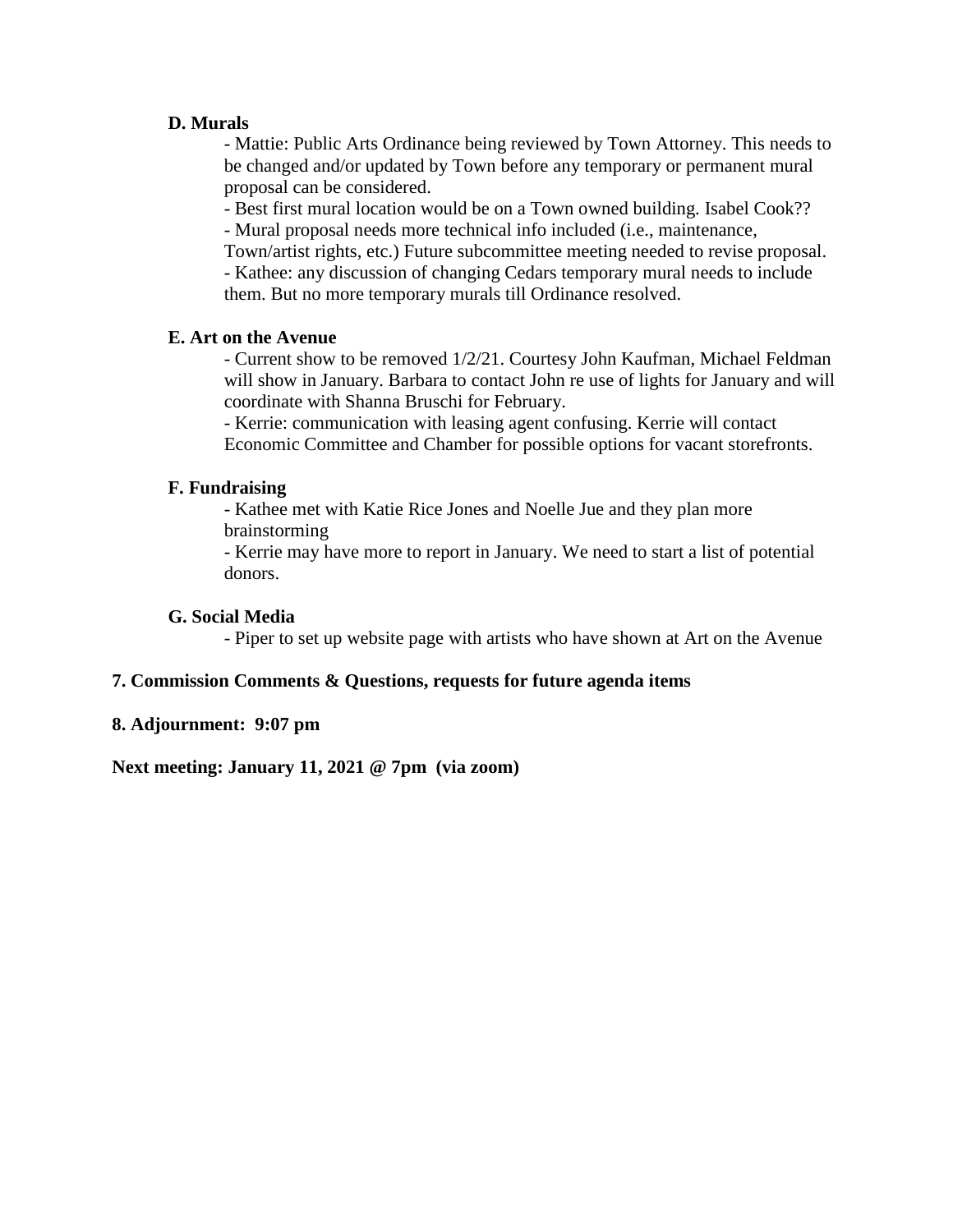### D. Murals

- Mattie: Public Arts Ordinance being reviewed by Town Attorney. This needs to be changed and/or updated by Town before any temporary or permanent mural proposal can be considered.
- Best first mural location would be on a Town owned building. Isabel Cook??
- Mural proposal needs more technical info included (i.e., maintenance, Town/artist rights, etc.) Future subcommittee meeting needed to revise proposal.
- Kathee: any discussion of changing Cedars temporary mural needs to include them. But no more temporary murals till Ordinance resolved.

### E. Art on the Avenue

- Current show to be removed 1/2/21. Courtesy John Kaufman, Michael Feldman will show in January. Barbara to contact John re use of lights for January and will coordinate with Shanna Bruschi for February.
- Kerrie: communication with leasing agent confusing. Kerrie will contact Economic Committee and Chamber for possible options for vacant storefronts.

### F. Fundraising

- Kathee met with Katie Rice Jones and Noelle Jue and they plan more brainstorming
- Kerrie may have more to report in January. We need to start a list of potential donors.

### G. Social Media

- Piper to set up website page with artists who have shown at Art on the Avenue

## 7. Commission Comments & Questions, requests for future agenda items

## 8. Adjournment: 9:07 pm

**Next meeting: January 11, 2021 @ 7pm (via zoom)**